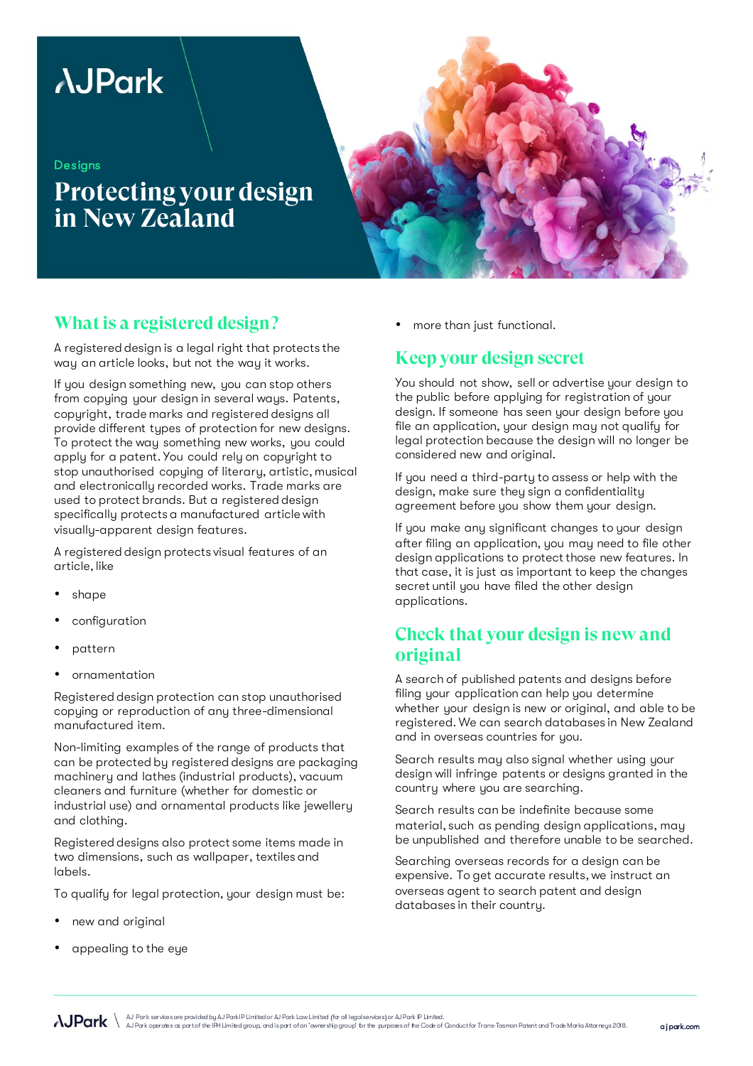AJPark

Designs

# Protecting your design in New Zealand

## What is a registered design?

A registered design is a legal right that protects the way an article looks, but not the way it works.

If you design something new, you can stop others from copying your design in several ways. Patents, copyright, trade marks and registered designs all provide different types of protection for new designs. To protect the way something new works, you could apply for a patent. You could rely on copyright to stop unauthorised copying of literary, artistic, musical and electronically recorded works. Trade marks are used to protect brands. But a registered design specifically protects a manufactured article with visually-apparent design features.

A registered design protects visual features of an article, like

- shape
- configuration
- pattern
- ornamentation

Registered design protection can stop unauthorised copying or reproduction of any three-dimensional manufactured item.

Non-limiting examples of the range of products that can be protected by registered designs are packaging machinery and lathes (industrial products), vacuum cleaners and furniture (whether for domestic or industrial use) and ornamental products like jewellery and clothing.

Registered designs also protect some items made in two dimensions, such as wallpaper, textiles and labels.

To qualify for legal protection, your design must be:

- new and original
- appealing to the eye
- more than just functional.

## Keep your design secret

You should not show, sell or advertise your design to the public before applying for registration of your design. If someone has seen your design before you file an application, your design may not qualify for legal protection because the design will no longer be considered new and original.

If you need a third-party to assess or help with the design, make sure they sign a confidentiality agreement before you show them your design.

If you make any significant changes to your design after filing an application, you may need to file other design applications to protect those new features. In that case, it is just as important to keep the changes secret until you have filed the other design applications.

## Check that your design is new and original

A search of published patents and designs before filing your application can help you determine whether your design is new or original, and able to be registered. We can search databases in New Zealand and in overseas countries for you.

Search results may also signal whether using your design will infringe patents or designs granted in the country where you are searching.

Search results can be indefinite because some material, such as pending design applications, may be unpublished and therefore unable to be searched.

Searching overseas records for a design can be expensive. To get accurate results, we instruct an overseas agent to search patent and design databases in their country.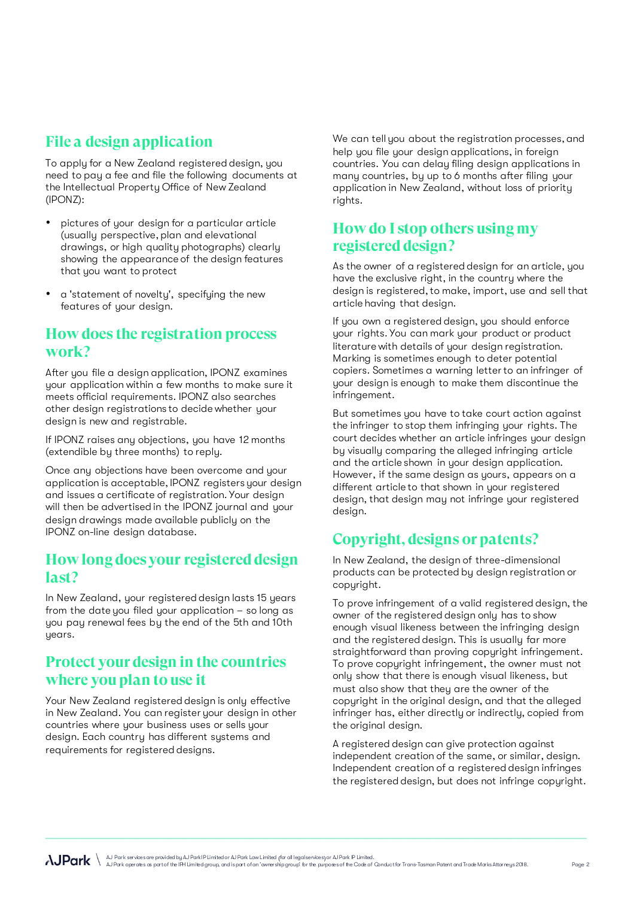## File a design application

To apply for a New Zealand registered design, you need to pay a fee and file the following documents at the Intellectual Property Office of New Zealand (IPONZ):

- pictures of your design for a particular article (usually perspective, plan and elevational drawings, or high quality photographs) clearly showing the appearance of the design features that you want to protect
- a 'statement of novelty', specifying the new features of your design.

## How does the registration process work?

After you file a design application, IPONZ examines your application within a few months to make sure it meets official requirements. IPONZ also searches other design registrations to decide whether your design is new and registrable.

If IPONZ raises any objections, you have 12 months (extendible by three months) to reply.

Once any objections have been overcome and your application is acceptable, IPONZ registers your design and issues a certificate of registration. Your design will then be advertised in the IPONZ journal and your design drawings made available publicly on the IPONZ on-line design database.

## How long does your registered design last?

In New Zealand, your registered design lasts 15 years from the date you filed your application – so long as you pay renewal fees by the end of the 5th and 10th years.

## Protect your design in the countries where you plan to use it

Your New Zealand registered design is only effective in New Zealand. You can register your design in other countries where your business uses or sells your design. Each country has different systems and requirements for registered designs.

We can tell you about the registration processes, and help you file your design applications, in foreign countries. You can delay filing design applications in many countries, by up to 6 months after filing your application in New Zealand, without loss of priority rights.

## How do I stop others using my registered design?

As the owner of a registered design for an article, you have the exclusive right, in the country where the design is registered, to make, import, use and sell that article having that design.

If you own a registered design, you should enforce your rights. You can mark your product or product literature with details of your design registration. Marking is sometimes enough to deter potential copiers. Sometimes a warning letter to an infringer of your design is enough to make them discontinue the infringement.

But sometimes you have to take court action against the infringer to stop them infringing your rights. The court decides whether an article infringes your design by visually comparing the alleged infringing article and the article shown in your design application. However, if the same design as yours, appears on a different article to that shown in your registered design, that design may not infringe your registered design.

## Copyright, designs or patents?

In New Zealand, the design of three-dimensional products can be protected by design registration or copyright.

To prove infringement of a valid registered design, the owner of the registered design only has to show enough visual likeness between the infringing design and the registered design. This is usually far more straightforward than proving copyright infringement. To prove copyright infringement, the owner must not only show that there is enough visual likeness, but must also show that they are the owner of the copyright in the original design, and that the alleged infringer has, either directly or indirectly, copied from the original design.

A registered design can give protection against independent creation of the same, or similar, design. Independent creation of a registered design infringes the registered design, but does not infringe copyright.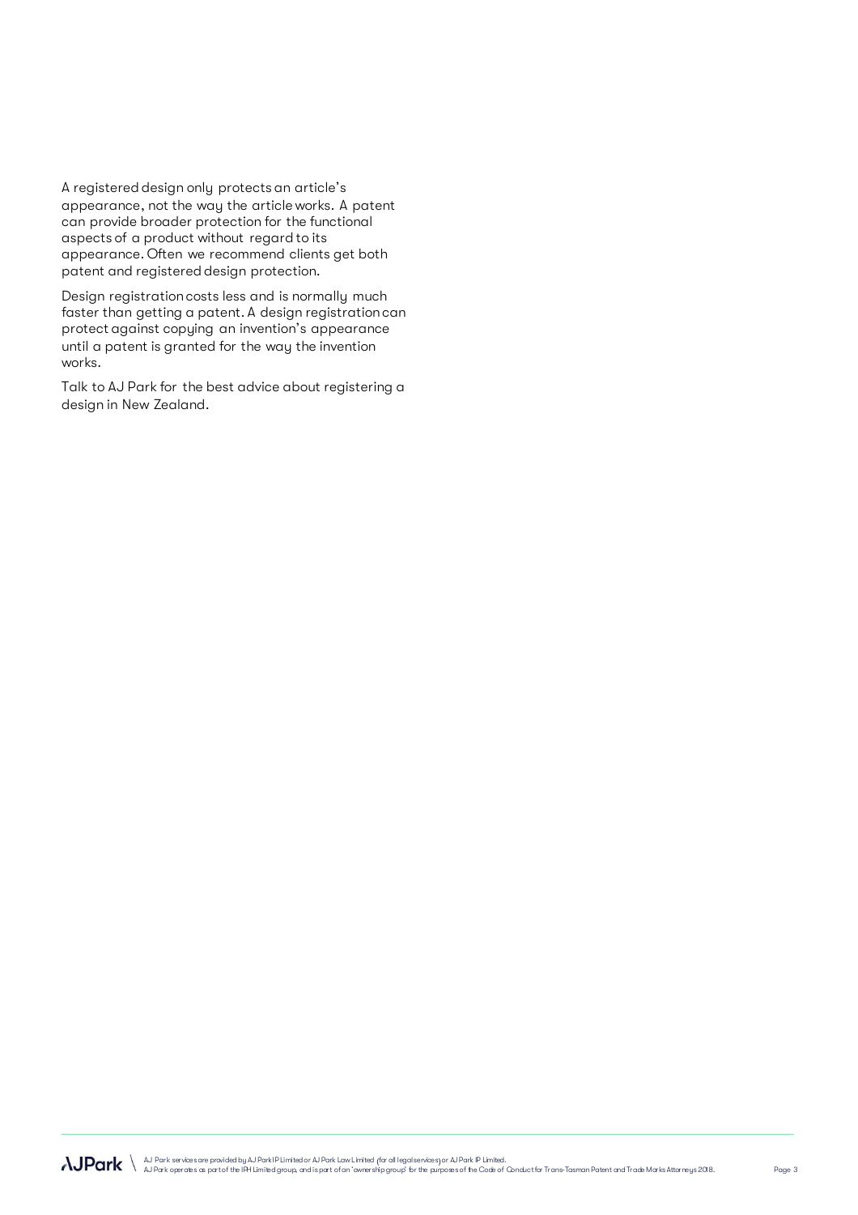A registered design only protects an article's appearance, not the way the article works. A patent can provide broader protection for the functional aspects of a product without regard to its appearance. Often we recommend clients get both patent and registered design protection.

Design registration costs less and is normally much faster than getting a patent. A design registration can protect against copying an invention's appearance until a patent is granted for the way the invention works.

Talk to AJ Park for the best advice about registering a design in New Zealand.